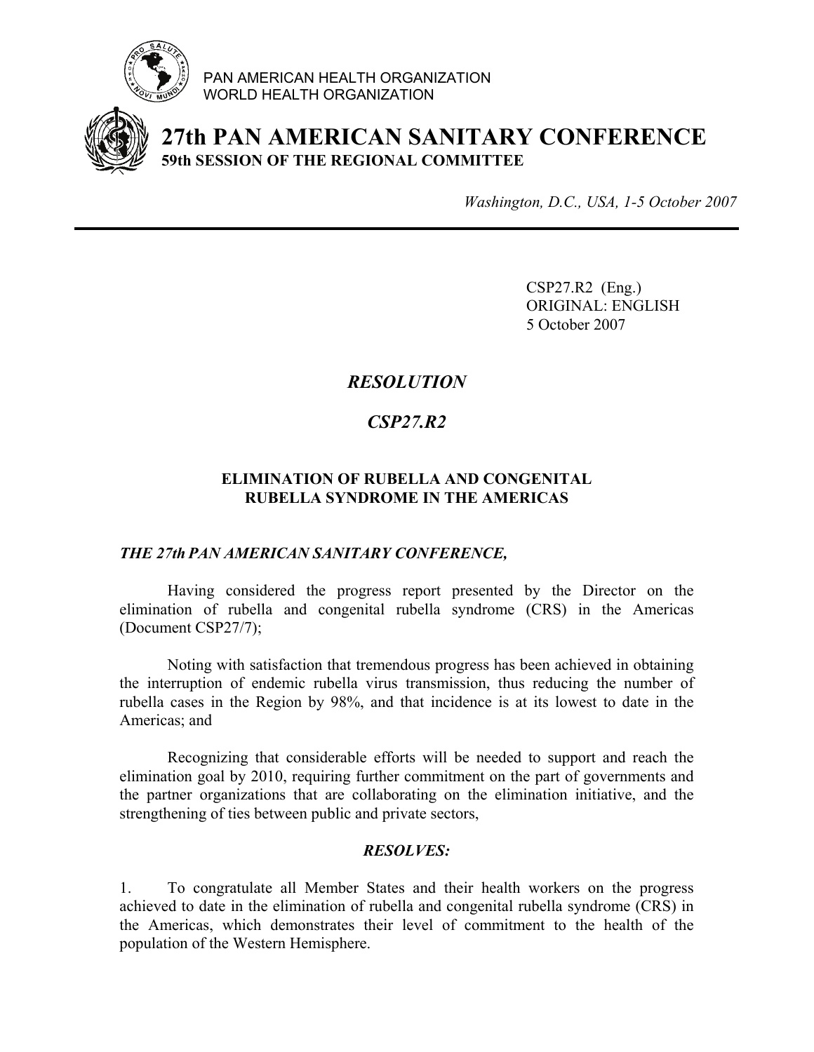PAN AMERICAN HEALTH ORGANIZATION
WORLD HEALTH ORGANIZATION

# 27th PAN AMERICAN SANITARY CONFERENCE

**59th SESSION OF THE REGIONAL COMMITTEE**

*Washington, D.C., USA, 1-5 October 2007*

---

CSP27.R2 (Eng.)
ORIGINAL: ENGLISH
5 October 2007

## *RESOLUTION*

## *CSP27.R2*

### ELIMINATION OF RUBELLA AND CONGENITAL RUBELLA SYNDROME IN THE AMERICAS

***THE 27th PAN AMERICAN SANITARY CONFERENCE,***

Having considered the progress report presented by the Director on the elimination of rubella and congenital rubella syndrome (CRS) in the Americas (Document CSP27/7);

Noting with satisfaction that tremendous progress has been achieved in obtaining the interruption of endemic rubella virus transmission, thus reducing the number of rubella cases in the Region by 98%, and that incidence is at its lowest to date in the Americas; and

Recognizing that considerable efforts will be needed to support and reach the elimination goal by 2010, requiring further commitment on the part of governments and the partner organizations that are collaborating on the elimination initiative, and the strengthening of ties between public and private sectors,

***RESOLVES:***

1. To congratulate all Member States and their health workers on the progress achieved to date in the elimination of rubella and congenital rubella syndrome (CRS) in the Americas, which demonstrates their level of commitment to the health of the population of the Western Hemisphere.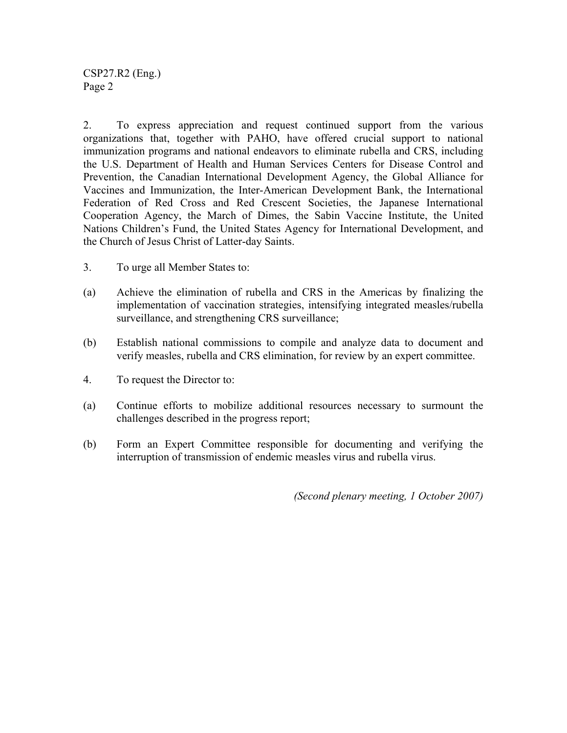2. To express appreciation and request continued support from the various organizations that, together with PAHO, have offered crucial support to national immunization programs and national endeavors to eliminate rubella and CRS, including the U.S. Department of Health and Human Services Centers for Disease Control and Prevention, the Canadian International Development Agency, the Global Alliance for Vaccines and Immunization, the Inter-American Development Bank, the International Federation of Red Cross and Red Crescent Societies, the Japanese International Cooperation Agency, the March of Dimes, the Sabin Vaccine Institute, the United Nations Children's Fund, the United States Agency for International Development, and the Church of Jesus Christ of Latter-day Saints.

3. To urge all Member States to:

(a) Achieve the elimination of rubella and CRS in the Americas by finalizing the implementation of vaccination strategies, intensifying integrated measles/rubella surveillance, and strengthening CRS surveillance;

(b) Establish national commissions to compile and analyze data to document and verify measles, rubella and CRS elimination, for review by an expert committee.

4. To request the Director to:

(a) Continue efforts to mobilize additional resources necessary to surmount the challenges described in the progress report;

(b) Form an Expert Committee responsible for documenting and verifying the interruption of transmission of endemic measles virus and rubella virus.

*(Second plenary meeting, 1 October 2007)*